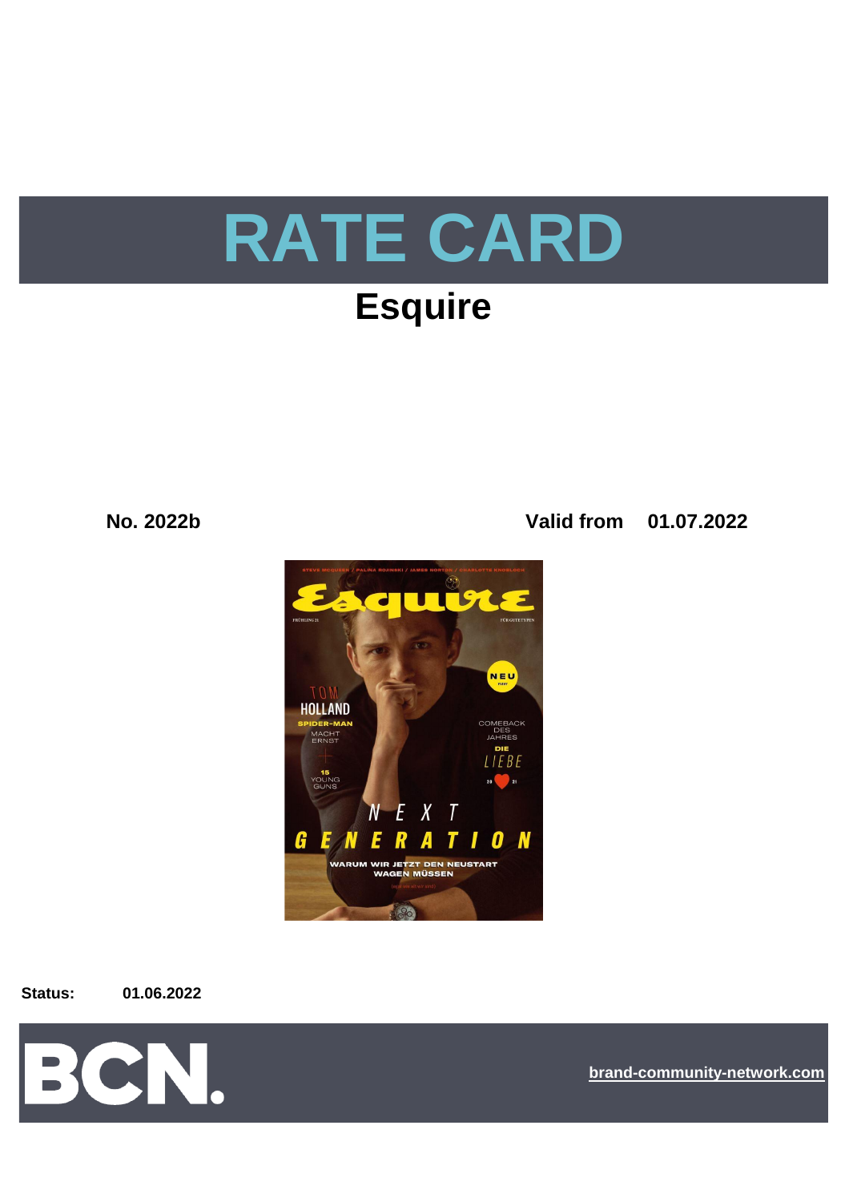# RATE CARD

## Esquire

**No. 2022b** **Valid from 01.07.2022**

**Status:** **01.06.2022**

brand-community-network.com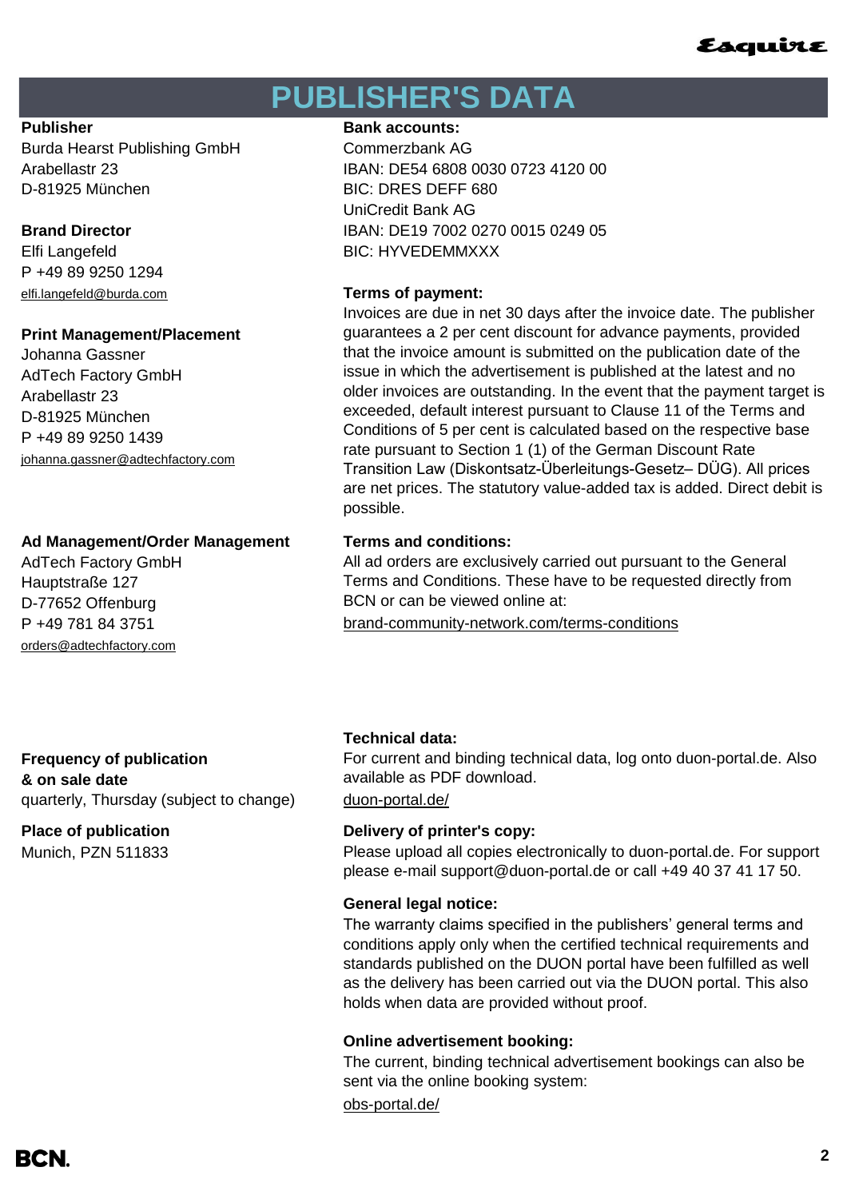# PUBLISHER'S DATA

**Publisher**
Burda Hearst Publishing GmbH
Arabellastr 23
D-81925 München

**Brand Director**
Elfi Langefeld
P +49 89 9250 1294
elfi.langefeld@burda.com

**Print Management/Placement**
Johanna Gassner
AdTech Factory GmbH
Arabellastr 23
D-81925 München
P +49 89 9250 1439
johanna.gassner@adtechfactory.com

**Ad Management/Order Management**
AdTech Factory GmbH
Hauptstraße 127
D-77652 Offenburg
P +49 781 84 3751
orders@adtechfactory.com

**Frequency of publication & on sale date**
quarterly, Thursday (subject to change)

**Place of publication**
Munich, PZN 511833

**Bank accounts:**
Commerzbank AG
IBAN: DE54 6808 0030 0723 4120 00
BIC: DRES DEFF 680
UniCredit Bank AG
IBAN: DE19 7002 0270 0015 0249 05
BIC: HYVEDEMMXXX

**Terms of payment:**
Invoices are due in net 30 days after the invoice date. The publisher guarantees a 2 per cent discount for advance payments, provided that the invoice amount is submitted on the publication date of the issue in which the advertisement is published at the latest and no older invoices are outstanding. In the event that the payment target is exceeded, default interest pursuant to Clause 11 of the Terms and Conditions of 5 per cent is calculated based on the respective base rate pursuant to Section 1 (1) of the German Discount Rate Transition Law (Diskontsatz-Überleitungs-Gesetz– DÜG). All prices are net prices. The statutory value-added tax is added. Direct debit is possible.

**Terms and conditions:**
All ad orders are exclusively carried out pursuant to the General Terms and Conditions. These have to be requested directly from BCN or can be viewed online at:
brand-community-network.com/terms-conditions

**Technical data:**
For current and binding technical data, log onto duon-portal.de. Also available as PDF download.
duon-portal.de/

**Delivery of printer's copy:**
Please upload all copies electronically to duon-portal.de. For support please e-mail support@duon-portal.de or call +49 40 37 41 17 50.

**General legal notice:**
The warranty claims specified in the publishers' general terms and conditions apply only when the certified technical requirements and standards published on the DUON portal have been fulfilled as well as the delivery has been carried out via the DUON portal. This also holds when data are provided without proof.

**Online advertisement booking:**
The current, binding technical advertisement bookings can also be sent via the online booking system:
obs-portal.de/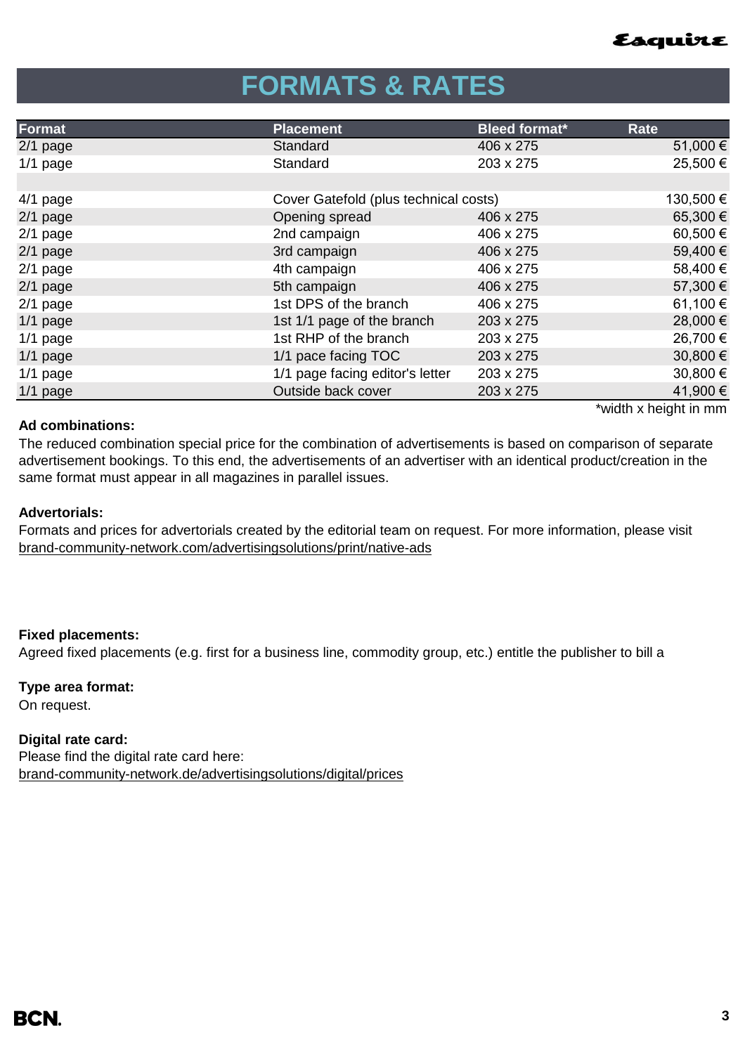# FORMATS & RATES

| Format | Placement | Bleed format* | Rate |
|---|---|---|---|
| 2/1 page | Standard | 406 x 275 | 51,000 € |
| 1/1 page | Standard | 203 x 275 | 25,500 € |
| | | | |
| 4/1 page | Cover Gatefold (plus technical costs) | | 130,500 € |
| 2/1 page | Opening spread | 406 x 275 | 65,300 € |
| 2/1 page | 2nd campaign | 406 x 275 | 60,500 € |
| 2/1 page | 3rd campaign | 406 x 275 | 59,400 € |
| 2/1 page | 4th campaign | 406 x 275 | 58,400 € |
| 2/1 page | 5th campaign | 406 x 275 | 57,300 € |
| 2/1 page | 1st DPS of the branch | 406 x 275 | 61,100 € |
| 1/1 page | 1st 1/1 page of the branch | 203 x 275 | 28,000 € |
| 1/1 page | 1st RHP of the branch | 203 x 275 | 26,700 € |
| 1/1 page | 1/1 pace facing TOC | 203 x 275 | 30,800 € |
| 1/1 page | 1/1 page facing editor's letter | 203 x 275 | 30,800 € |
| 1/1 page | Outside back cover | 203 x 275 | 41,900 € |

*width x height in mm

**Ad combinations:**
The reduced combination special price for the combination of advertisements is based on comparison of separate advertisement bookings. To this end, the advertisements of an advertiser with an identical product/creation in the same format must appear in all magazines in parallel issues.

**Advertorials:**
Formats and prices for advertorials created by the editorial team on request. For more information, please visit brand-community-network.com/advertisingsolutions/print/native-ads

**Fixed placements:**
Agreed fixed placements (e.g. first for a business line, commodity group, etc.) entitle the publisher to bill a

**Type area format:**
On request.

**Digital rate card:**
Please find the digital rate card here:
brand-community-network.de/advertisingsolutions/digital/prices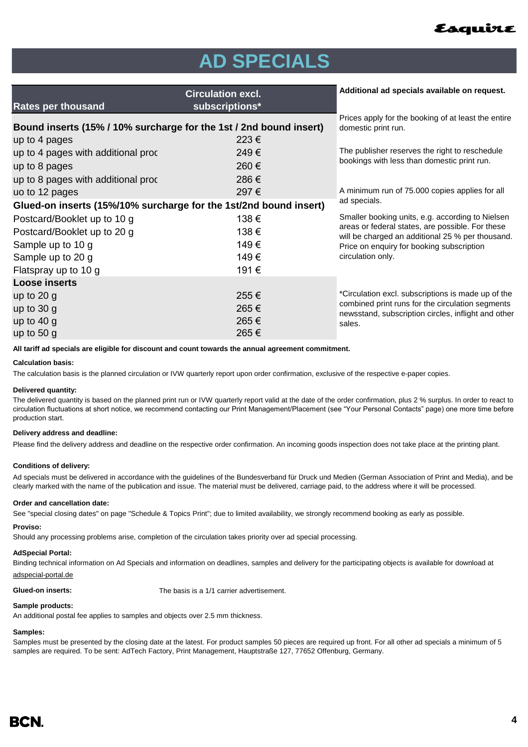# AD SPECIALS

| Rates per thousand | Circulation excl. subscriptions* |
| --- | --- |
| **Bound inserts (15% / 10% surcharge for the 1st / 2nd bound insert)** | |
| up to 4 pages | 223 € |
| up to 4 pages with additional proc | 249 € |
| up to 8 pages | 260 € |
| up to 8 pages with additional proc | 286 € |
| uo to 12 pages | 297 € |
| **Glued-on inserts (15%/10% surcharge for the 1st/2nd bound insert)** | |
| Postcard/Booklet up to 10 g | 138 € |
| Postcard/Booklet up to 20 g | 138 € |
| Sample up to 10 g | 149 € |
| Sample up to 20 g | 149 € |
| Flatspray up to 10 g | 191 € |
| **Loose inserts** | |
| up to 20 g | 255 € |
| up to 30 g | 265 € |
| up to 40 g | 265 € |
| up to 50 g | 265 € |

**Additional ad specials available on request.**

Prices apply for the booking of at least the entire domestic print run.

The publisher reserves the right to reschedule bookings with less than domestic print run.

A minimum run of 75.000 copies applies for all ad specials.

Smaller booking units, e.g. according to Nielsen areas or federal states, are possible. For these will be charged an additional 25 % per thousand. Price on enquiry for booking subscription circulation only.

*Circulation excl. subscriptions is made up of the combined print runs for the circulation segments newsstand, subscription circles, inflight and other sales.

**All tariff ad specials are eligible for discount and count towards the annual agreement commitment.**

**Calculation basis:**

The calculation basis is the planned circulation or IVW quarterly report upon order confirmation, exclusive of the respective e-paper copies.

**Delivered quantity:**

The delivered quantity is based on the planned print run or IVW quarterly report valid at the date of the order confirmation, plus 2 % surplus. In order to react to circulation fluctuations at short notice, we recommend contacting our Print Management/Placement (see "Your Personal Contacts" page) one more time before production start.

**Delivery address and deadline:**

Please find the delivery address and deadline on the respective order confirmation. An incoming goods inspection does not take place at the printing plant.

**Conditions of delivery:**

Ad specials must be delivered in accordance with the guidelines of the Bundesverband für Druck und Medien (German Association of Print and Media), and be clearly marked with the name of the publication and issue. The material must be delivered, carriage paid, to the address where it will be processed.

**Order and cancellation date:**

See "special closing dates" on page "Schedule & Topics Print"; due to limited availability, we strongly recommend booking as early as possible.

**Proviso:**

Should any processing problems arise, completion of the circulation takes priority over ad special processing.

**AdSpecial Portal:**

Binding technical information on Ad Specials and information on deadlines, samples and delivery for the participating objects is available for download at adspecial-portal.de

**Glued-on inserts:** The basis is a 1/1 carrier advertisement.

**Sample products:**

An additional postal fee applies to samples and objects over 2.5 mm thickness.

**Samples:**

Samples must be presented by the closing date at the latest. For product samples 50 pieces are required up front. For all other ad specials a minimum of 5 samples are required. To be sent: AdTech Factory, Print Management, Hauptstraße 127, 77652 Offenburg, Germany.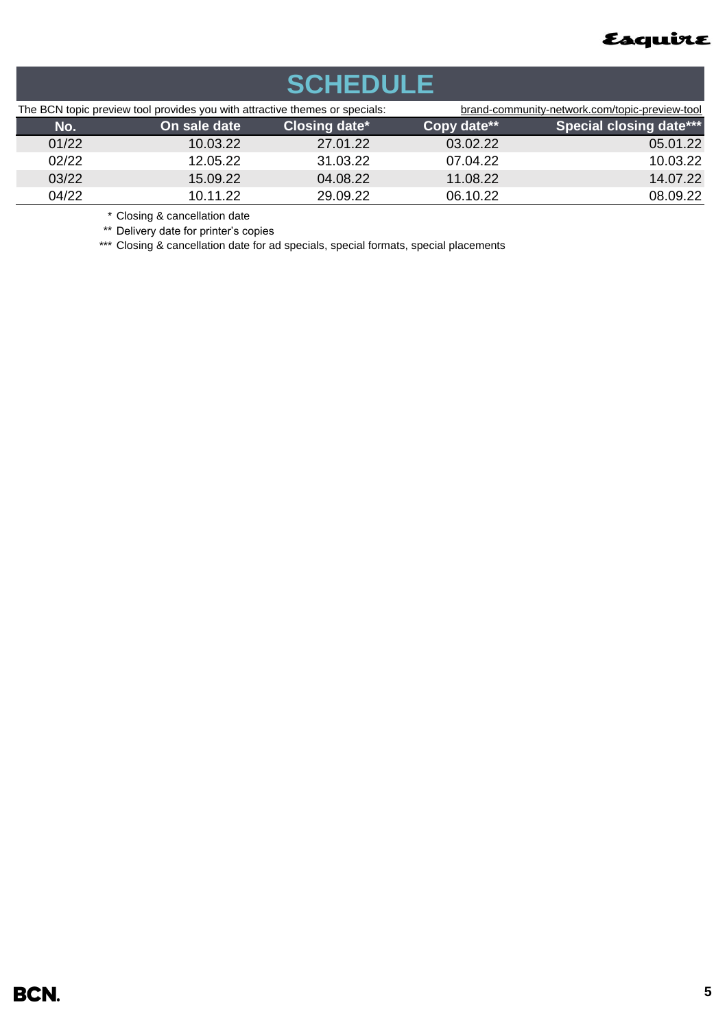# SCHEDULE

The BCN topic preview tool provides you with attractive themes or specials: brand-community-network.com/topic-preview-tool

| No. | On sale date | Closing date* | Copy date** | Special closing date*** |
|---|---|---|---|---|
| 01/22 | 10.03.22 | 27.01.22 | 03.02.22 | 05.01.22 |
| 02/22 | 12.05.22 | 31.03.22 | 07.04.22 | 10.03.22 |
| 03/22 | 15.09.22 | 04.08.22 | 11.08.22 | 14.07.22 |
| 04/22 | 10.11.22 | 29.09.22 | 06.10.22 | 08.09.22 |

\* Closing & cancellation date

** Delivery date for printer's copies

*** Closing & cancellation date for ad specials, special formats, special placements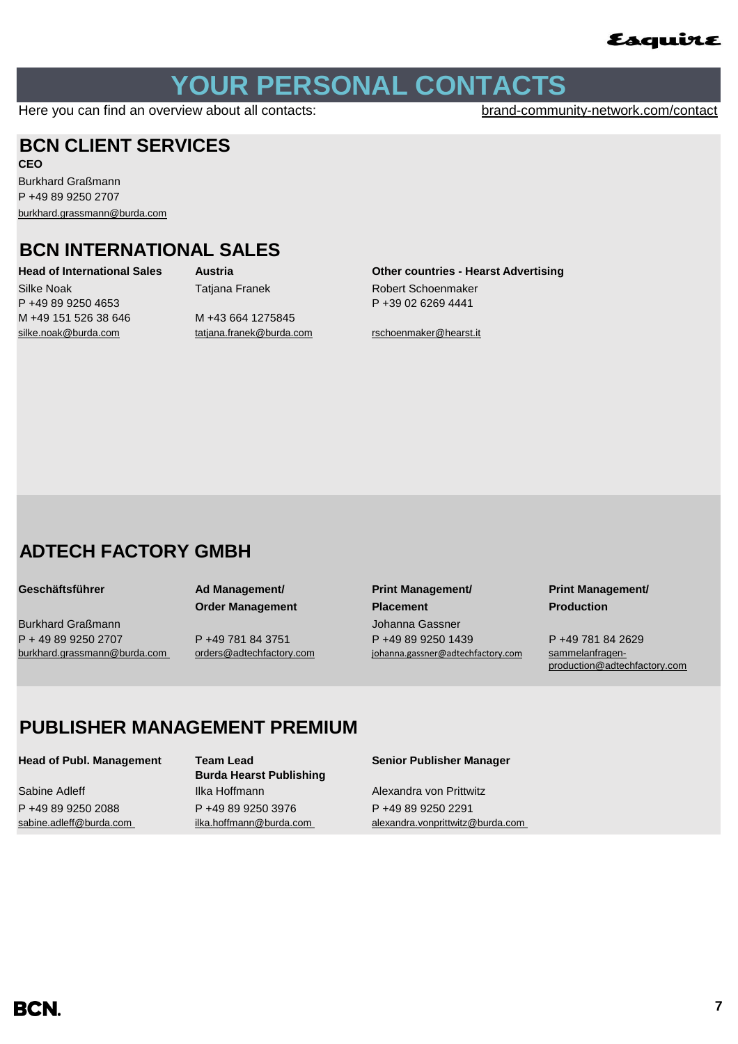# YOUR PERSONAL CONTACTS

Here you can find an overview about all contacts: brand-community-network.com/contact

## BCN CLIENT SERVICES

**CEO**
Burkhard Graßmann
P +49 89 9250 2707
burkhard.grassmann@burda.com

## BCN INTERNATIONAL SALES

| Head of International Sales | Austria | Other countries - Hearst Advertising |
|---|---|---|
| Silke Noak | Tatjana Franek | Robert Schoenmaker |
| P +49 89 9250 4653 | | P +39 02 6269 4441 |
| M +49 151 526 38 646 | M +43 664 1275845 | |
| silke.noak@burda.com | tatjana.franek@burda.com | rschoenmaker@hearst.it |

## ADTECH FACTORY GMBH

| Geschäftsführer | Ad Management/ Order Management | Print Management/ Placement | Print Management/ Production |
|---|---|---|---|
| Burkhard Graßmann | | Johanna Gassner | |
| P + 49 89 9250 2707 | P +49 781 84 3751 | P +49 89 9250 1439 | P +49 781 84 2629 |
| burkhard.grassmann@burda.com | orders@adtechfactory.com | johanna.gassner@adtechfactory.com | sammelanfragen-production@adtechfactory.com |

## PUBLISHER MANAGEMENT PREMIUM

| Head of Publ. Management | Team Lead Burda Hearst Publishing | Senior Publisher Manager |
|---|---|---|
| Sabine Adleff | Ilka Hoffmann | Alexandra von Prittwitz |
| P +49 89 9250 2088 | P +49 89 9250 3976 | P +49 89 9250 2291 |
| sabine.adleff@burda.com | ilka.hoffmann@burda.com | alexandra.vonprittwitz@burda.com |